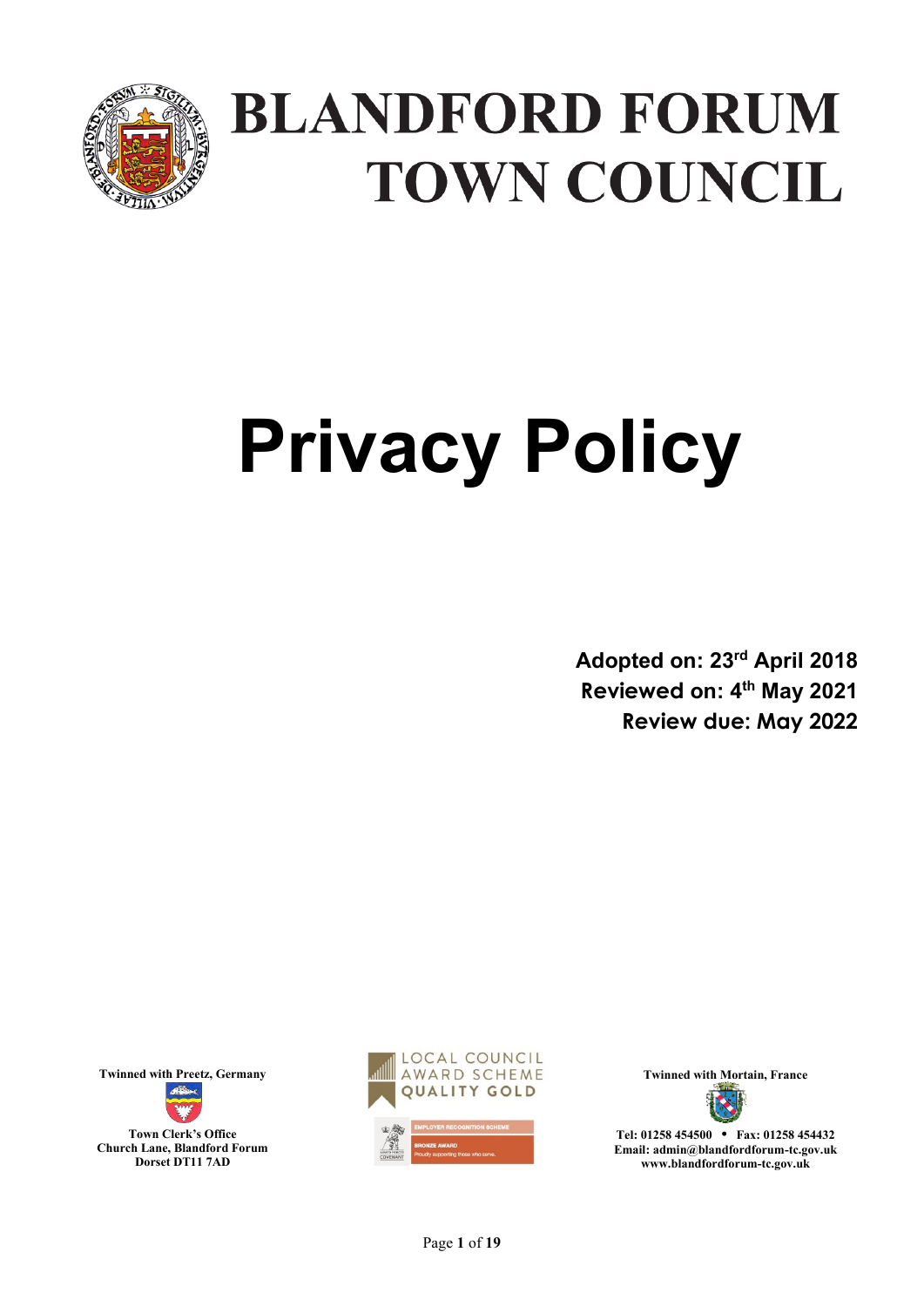# BLANDFORD FORUM TOWN COUNCIL

# Privacy Policy

**Adopted on: 23rd April 2018**
**Reviewed on: 4th May 2021**
**Review due: May 2022**

**Twinned with Preetz, Germany**

**Town Clerk's Office**
**Church Lane, Blandford Forum**
**Dorset DT11 7AD**

LOCAL COUNCIL AWARD SCHEME QUALITY GOLD

EMPLOYER RECOGNITION SCHEME BRONZE AWARD Proudly supporting those who serve.

**Twinned with Mortain, France**

**Tel: 01258 454500 • Fax: 01258 454432**
**Email: admin@blandfordforum-tc.gov.uk**
**www.blandfordforum-tc.gov.uk**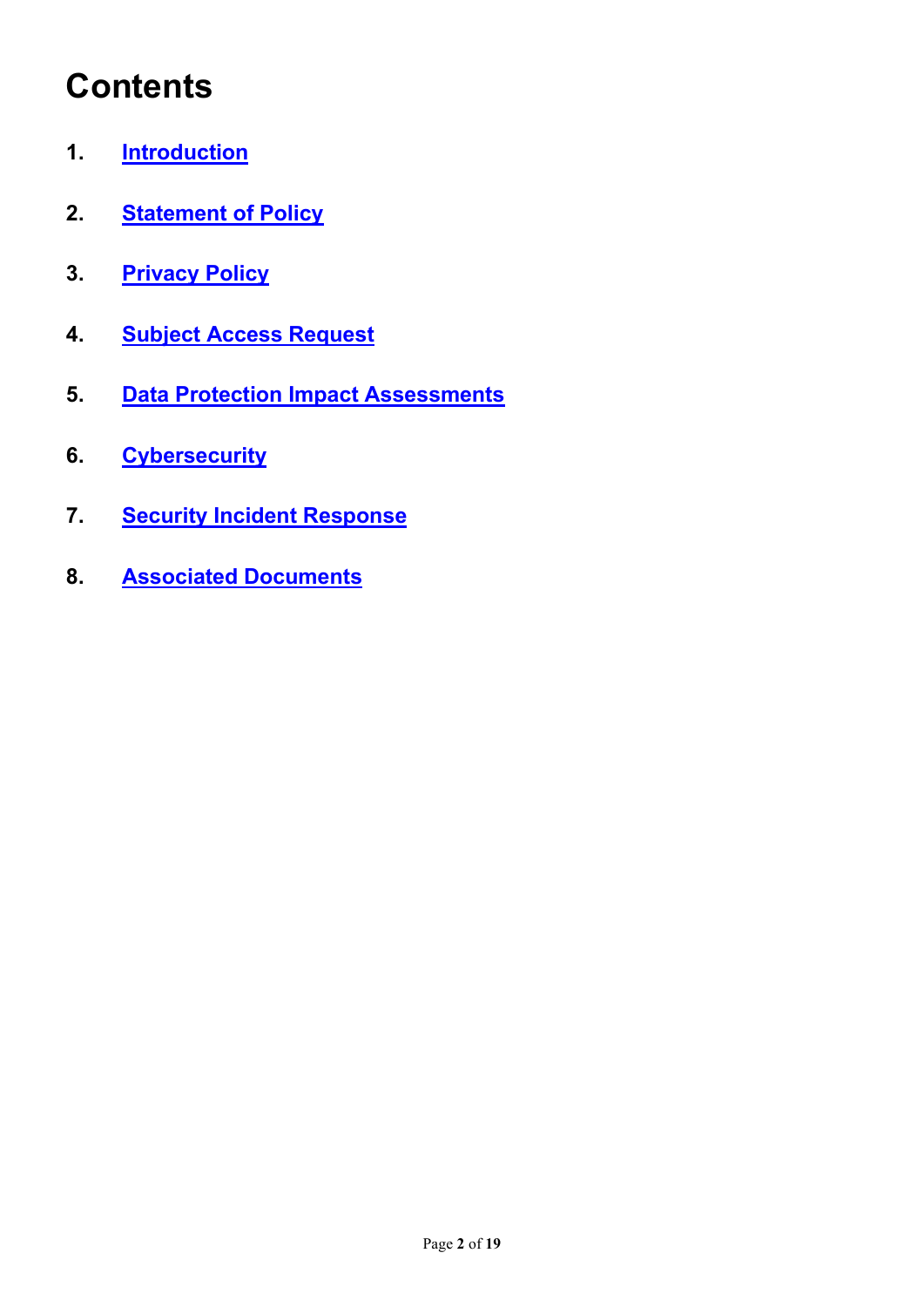# Contents

1. Introduction
2. Statement of Policy
3. Privacy Policy
4. Subject Access Request
5. Data Protection Impact Assessments
6. Cybersecurity
7. Security Incident Response
8. Associated Documents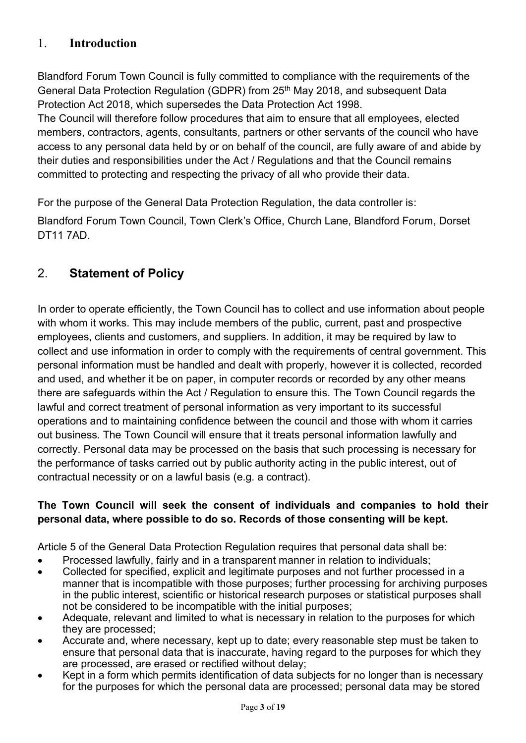## 1. Introduction

Blandford Forum Town Council is fully committed to compliance with the requirements of the General Data Protection Regulation (GDPR) from 25th May 2018, and subsequent Data Protection Act 2018, which supersedes the Data Protection Act 1998.

The Council will therefore follow procedures that aim to ensure that all employees, elected members, contractors, agents, consultants, partners or other servants of the council who have access to any personal data held by or on behalf of the council, are fully aware of and abide by their duties and responsibilities under the Act / Regulations and that the Council remains committed to protecting and respecting the privacy of all who provide their data.

For the purpose of the General Data Protection Regulation, the data controller is:

Blandford Forum Town Council, Town Clerk's Office, Church Lane, Blandford Forum, Dorset DT11 7AD.

## 2. Statement of Policy

In order to operate efficiently, the Town Council has to collect and use information about people with whom it works. This may include members of the public, current, past and prospective employees, clients and customers, and suppliers. In addition, it may be required by law to collect and use information in order to comply with the requirements of central government. This personal information must be handled and dealt with properly, however it is collected, recorded and used, and whether it be on paper, in computer records or recorded by any other means there are safeguards within the Act / Regulation to ensure this. The Town Council regards the lawful and correct treatment of personal information as very important to its successful operations and to maintaining confidence between the council and those with whom it carries out business. The Town Council will ensure that it treats personal information lawfully and correctly. Personal data may be processed on the basis that such processing is necessary for the performance of tasks carried out by public authority acting in the public interest, out of contractual necessity or on a lawful basis (e.g. a contract).

**The Town Council will seek the consent of individuals and companies to hold their personal data, where possible to do so. Records of those consenting will be kept.**

Article 5 of the General Data Protection Regulation requires that personal data shall be:

- Processed lawfully, fairly and in a transparent manner in relation to individuals;
- Collected for specified, explicit and legitimate purposes and not further processed in a manner that is incompatible with those purposes; further processing for archiving purposes in the public interest, scientific or historical research purposes or statistical purposes shall not be considered to be incompatible with the initial purposes;
- Adequate, relevant and limited to what is necessary in relation to the purposes for which they are processed;
- Accurate and, where necessary, kept up to date; every reasonable step must be taken to ensure that personal data that is inaccurate, having regard to the purposes for which they are processed, are erased or rectified without delay;
- Kept in a form which permits identification of data subjects for no longer than is necessary for the purposes for which the personal data are processed; personal data may be stored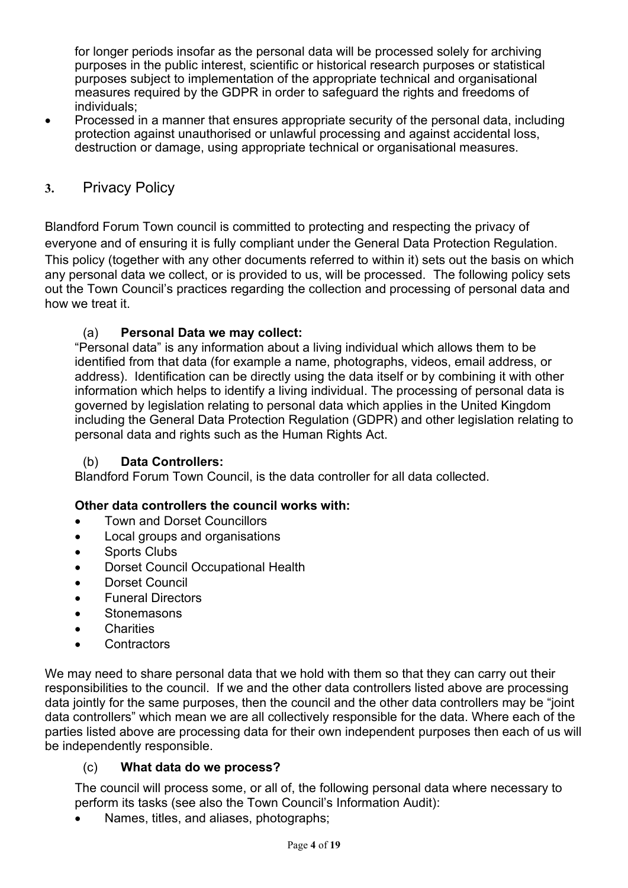for longer periods insofar as the personal data will be processed solely for archiving purposes in the public interest, scientific or historical research purposes or statistical purposes subject to implementation of the appropriate technical and organisational measures required by the GDPR in order to safeguard the rights and freedoms of individuals;

- Processed in a manner that ensures appropriate security of the personal data, including protection against unauthorised or unlawful processing and against accidental loss, destruction or damage, using appropriate technical or organisational measures.

## 3. Privacy Policy

Blandford Forum Town council is committed to protecting and respecting the privacy of everyone and of ensuring it is fully compliant under the General Data Protection Regulation. This policy (together with any other documents referred to within it) sets out the basis on which any personal data we collect, or is provided to us, will be processed. The following policy sets out the Town Council's practices regarding the collection and processing of personal data and how we treat it.

### (a) Personal Data we may collect:

"Personal data" is any information about a living individual which allows them to be identified from that data (for example a name, photographs, videos, email address, or address). Identification can be directly using the data itself or by combining it with other information which helps to identify a living individual. The processing of personal data is governed by legislation relating to personal data which applies in the United Kingdom including the General Data Protection Regulation (GDPR) and other legislation relating to personal data and rights such as the Human Rights Act.

### (b) Data Controllers:

Blandford Forum Town Council, is the data controller for all data collected.

**Other data controllers the council works with:**

- Town and Dorset Councillors
- Local groups and organisations
- Sports Clubs
- Dorset Council Occupational Health
- Dorset Council
- Funeral Directors
- Stonemasons
- Charities
- Contractors

We may need to share personal data that we hold with them so that they can carry out their responsibilities to the council. If we and the other data controllers listed above are processing data jointly for the same purposes, then the council and the other data controllers may be "joint data controllers" which mean we are all collectively responsible for the data. Where each of the parties listed above are processing data for their own independent purposes then each of us will be independently responsible.

### (c) What data do we process?

The council will process some, or all of, the following personal data where necessary to perform its tasks (see also the Town Council's Information Audit):

- Names, titles, and aliases, photographs;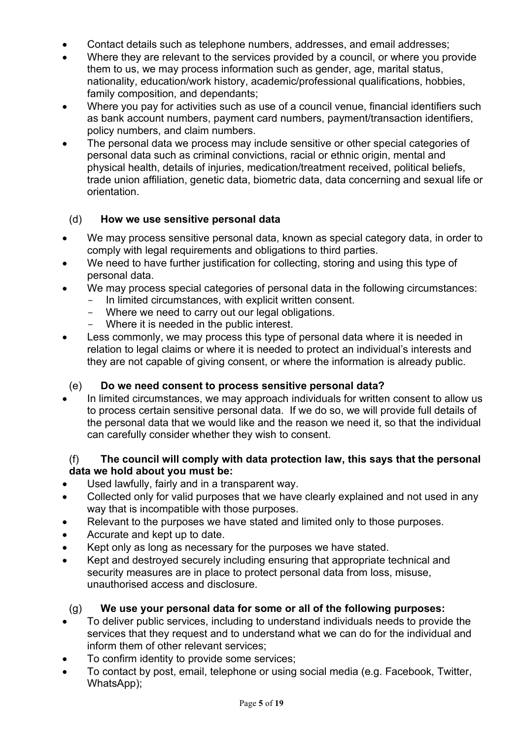- Contact details such as telephone numbers, addresses, and email addresses;
- Where they are relevant to the services provided by a council, or where you provide them to us, we may process information such as gender, age, marital status, nationality, education/work history, academic/professional qualifications, hobbies, family composition, and dependants;
- Where you pay for activities such as use of a council venue, financial identifiers such as bank account numbers, payment card numbers, payment/transaction identifiers, policy numbers, and claim numbers.
- The personal data we process may include sensitive or other special categories of personal data such as criminal convictions, racial or ethnic origin, mental and physical health, details of injuries, medication/treatment received, political beliefs, trade union affiliation, genetic data, biometric data, data concerning and sexual life or orientation.

### (d) How we use sensitive personal data

- We may process sensitive personal data, known as special category data, in order to comply with legal requirements and obligations to third parties.
- We need to have further justification for collecting, storing and using this type of personal data.
- We may process special categories of personal data in the following circumstances:
  - In limited circumstances, with explicit written consent.
  - Where we need to carry out our legal obligations.
  - Where it is needed in the public interest.
- Less commonly, we may process this type of personal data where it is needed in relation to legal claims or where it is needed to protect an individual's interests and they are not capable of giving consent, or where the information is already public.

### (e) Do we need consent to process sensitive personal data?

- In limited circumstances, we may approach individuals for written consent to allow us to process certain sensitive personal data. If we do so, we will provide full details of the personal data that we would like and the reason we need it, so that the individual can carefully consider whether they wish to consent.

### (f) The council will comply with data protection law, this says that the personal data we hold about you must be:

- Used lawfully, fairly and in a transparent way.
- Collected only for valid purposes that we have clearly explained and not used in any way that is incompatible with those purposes.
- Relevant to the purposes we have stated and limited only to those purposes.
- Accurate and kept up to date.
- Kept only as long as necessary for the purposes we have stated.
- Kept and destroyed securely including ensuring that appropriate technical and security measures are in place to protect personal data from loss, misuse, unauthorised access and disclosure.

### (g) We use your personal data for some or all of the following purposes:

- To deliver public services, including to understand individuals needs to provide the services that they request and to understand what we can do for the individual and inform them of other relevant services;
- To confirm identity to provide some services;
- To contact by post, email, telephone or using social media (e.g. Facebook, Twitter, WhatsApp);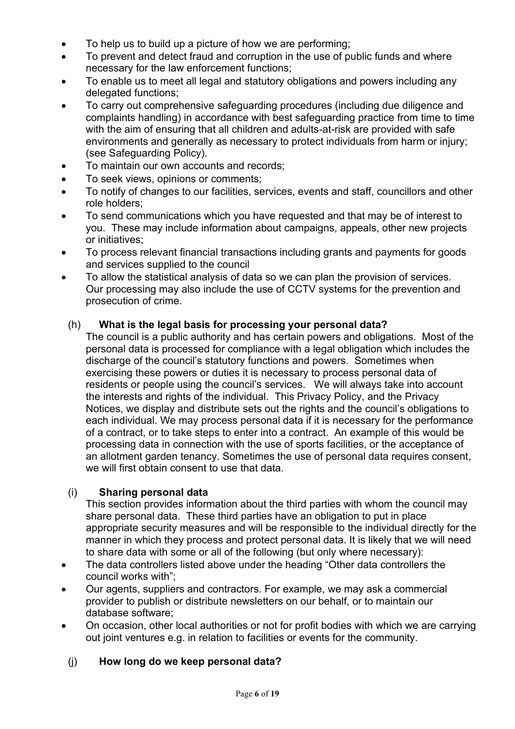- To help us to build up a picture of how we are performing;
- To prevent and detect fraud and corruption in the use of public funds and where necessary for the law enforcement functions;
- To enable us to meet all legal and statutory obligations and powers including any delegated functions;
- To carry out comprehensive safeguarding procedures (including due diligence and complaints handling) in accordance with best safeguarding practice from time to time with the aim of ensuring that all children and adults-at-risk are provided with safe environments and generally as necessary to protect individuals from harm or injury; (see Safeguarding Policy).
- To maintain our own accounts and records;
- To seek views, opinions or comments;
- To notify of changes to our facilities, services, events and staff, councillors and other role holders;
- To send communications which you have requested and that may be of interest to you. These may include information about campaigns, appeals, other new projects or initiatives;
- To process relevant financial transactions including grants and payments for goods and services supplied to the council
- To allow the statistical analysis of data so we can plan the provision of services. Our processing may also include the use of CCTV systems for the prevention and prosecution of crime.

(h) **What is the legal basis for processing your personal data?**

The council is a public authority and has certain powers and obligations. Most of the personal data is processed for compliance with a legal obligation which includes the discharge of the council's statutory functions and powers. Sometimes when exercising these powers or duties it is necessary to process personal data of residents or people using the council's services. We will always take into account the interests and rights of the individual. This Privacy Policy, and the Privacy Notices, we display and distribute sets out the rights and the council's obligations to each individual. We may process personal data if it is necessary for the performance of a contract, or to take steps to enter into a contract. An example of this would be processing data in connection with the use of sports facilities, or the acceptance of an allotment garden tenancy. Sometimes the use of personal data requires consent, we will first obtain consent to use that data.

(i) **Sharing personal data**

This section provides information about the third parties with whom the council may share personal data. These third parties have an obligation to put in place appropriate security measures and will be responsible to the individual directly for the manner in which they process and protect personal data. It is likely that we will need to share data with some or all of the following (but only where necessary):

- The data controllers listed above under the heading "Other data controllers the council works with";
- Our agents, suppliers and contractors. For example, we may ask a commercial provider to publish or distribute newsletters on our behalf, or to maintain our database software;
- On occasion, other local authorities or not for profit bodies with which we are carrying out joint ventures e.g. in relation to facilities or events for the community.

(j) **How long do we keep personal data?**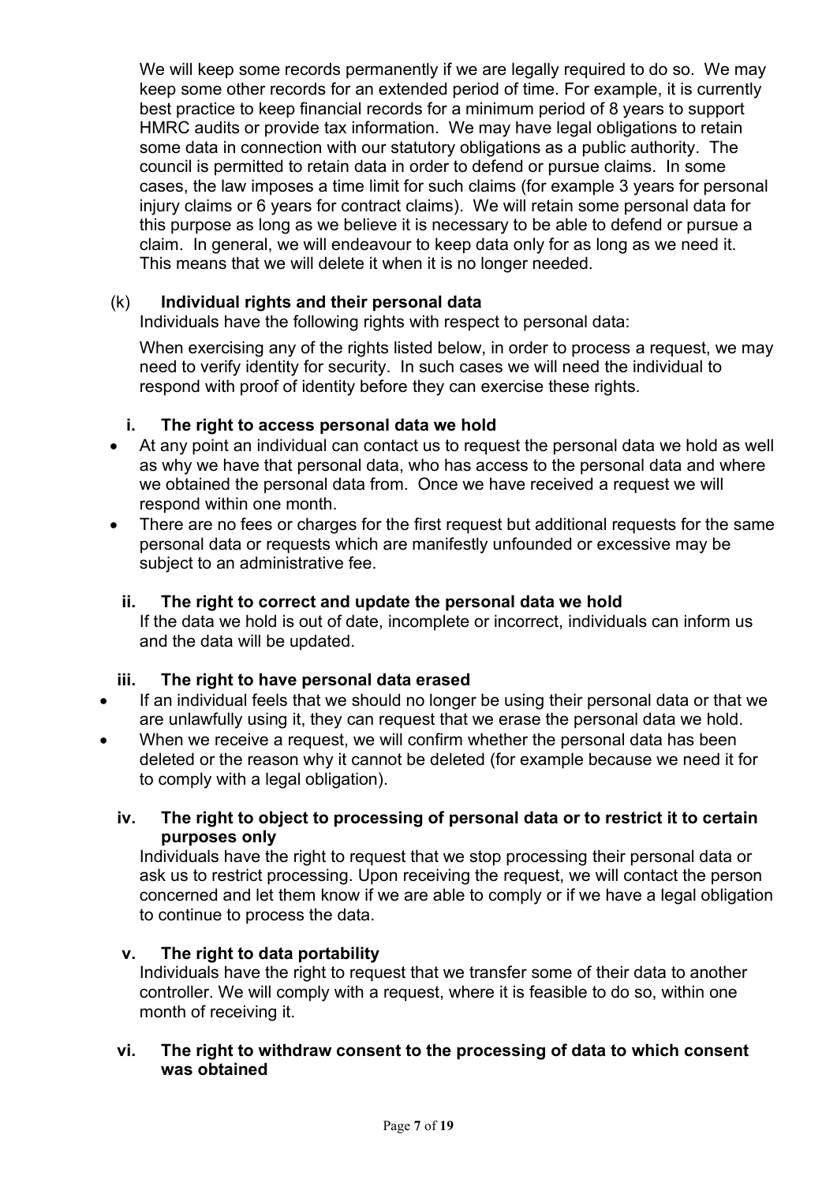We will keep some records permanently if we are legally required to do so. We may keep some other records for an extended period of time. For example, it is currently best practice to keep financial records for a minimum period of 8 years to support HMRC audits or provide tax information. We may have legal obligations to retain some data in connection with our statutory obligations as a public authority. The council is permitted to retain data in order to defend or pursue claims. In some cases, the law imposes a time limit for such claims (for example 3 years for personal injury claims or 6 years for contract claims). We will retain some personal data for this purpose as long as we believe it is necessary to be able to defend or pursue a claim. In general, we will endeavour to keep data only for as long as we need it. This means that we will delete it when it is no longer needed.

(k) **Individual rights and their personal data**

Individuals have the following rights with respect to personal data:

When exercising any of the rights listed below, in order to process a request, we may need to verify identity for security. In such cases we will need the individual to respond with proof of identity before they can exercise these rights.

**i. The right to access personal data we hold**

- At any point an individual can contact us to request the personal data we hold as well as why we have that personal data, who has access to the personal data and where we obtained the personal data from. Once we have received a request we will respond within one month.
- There are no fees or charges for the first request but additional requests for the same personal data or requests which are manifestly unfounded or excessive may be subject to an administrative fee.

**ii. The right to correct and update the personal data we hold**

If the data we hold is out of date, incomplete or incorrect, individuals can inform us and the data will be updated.

**iii. The right to have personal data erased**

- If an individual feels that we should no longer be using their personal data or that we are unlawfully using it, they can request that we erase the personal data we hold.
- When we receive a request, we will confirm whether the personal data has been deleted or the reason why it cannot be deleted (for example because we need it for to comply with a legal obligation).

**iv. The right to object to processing of personal data or to restrict it to certain purposes only**

Individuals have the right to request that we stop processing their personal data or ask us to restrict processing. Upon receiving the request, we will contact the person concerned and let them know if we are able to comply or if we have a legal obligation to continue to process the data.

**v. The right to data portability**

Individuals have the right to request that we transfer some of their data to another controller. We will comply with a request, where it is feasible to do so, within one month of receiving it.

**vi. The right to withdraw consent to the processing of data to which consent was obtained**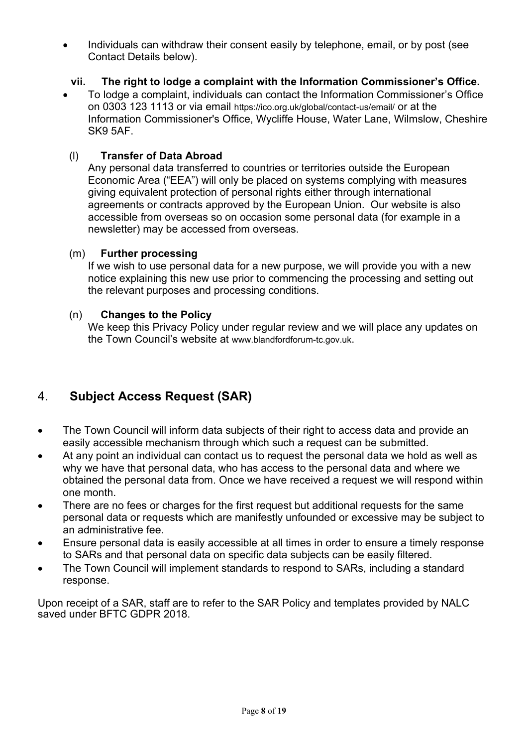- Individuals can withdraw their consent easily by telephone, email, or by post (see Contact Details below).

**vii. The right to lodge a complaint with the Information Commissioner's Office.**

- To lodge a complaint, individuals can contact the Information Commissioner's Office on 0303 123 1113 or via email https://ico.org.uk/global/contact-us/email/ or at the Information Commissioner's Office, Wycliffe House, Water Lane, Wilmslow, Cheshire SK9 5AF.

(l) **Transfer of Data Abroad**

Any personal data transferred to countries or territories outside the European Economic Area ("EEA") will only be placed on systems complying with measures giving equivalent protection of personal rights either through international agreements or contracts approved by the European Union. Our website is also accessible from overseas so on occasion some personal data (for example in a newsletter) may be accessed from overseas.

(m) **Further processing**

If we wish to use personal data for a new purpose, we will provide you with a new notice explaining this new use prior to commencing the processing and setting out the relevant purposes and processing conditions.

(n) **Changes to the Policy**

We keep this Privacy Policy under regular review and we will place any updates on the Town Council's website at www.blandfordforum-tc.gov.uk.

## 4. **Subject Access Request (SAR)**

- The Town Council will inform data subjects of their right to access data and provide an easily accessible mechanism through which such a request can be submitted.
- At any point an individual can contact us to request the personal data we hold as well as why we have that personal data, who has access to the personal data and where we obtained the personal data from. Once we have received a request we will respond within one month.
- There are no fees or charges for the first request but additional requests for the same personal data or requests which are manifestly unfounded or excessive may be subject to an administrative fee.
- Ensure personal data is easily accessible at all times in order to ensure a timely response to SARs and that personal data on specific data subjects can be easily filtered.
- The Town Council will implement standards to respond to SARs, including a standard response.

Upon receipt of a SAR, staff are to refer to the SAR Policy and templates provided by NALC saved under BFTC GDPR 2018.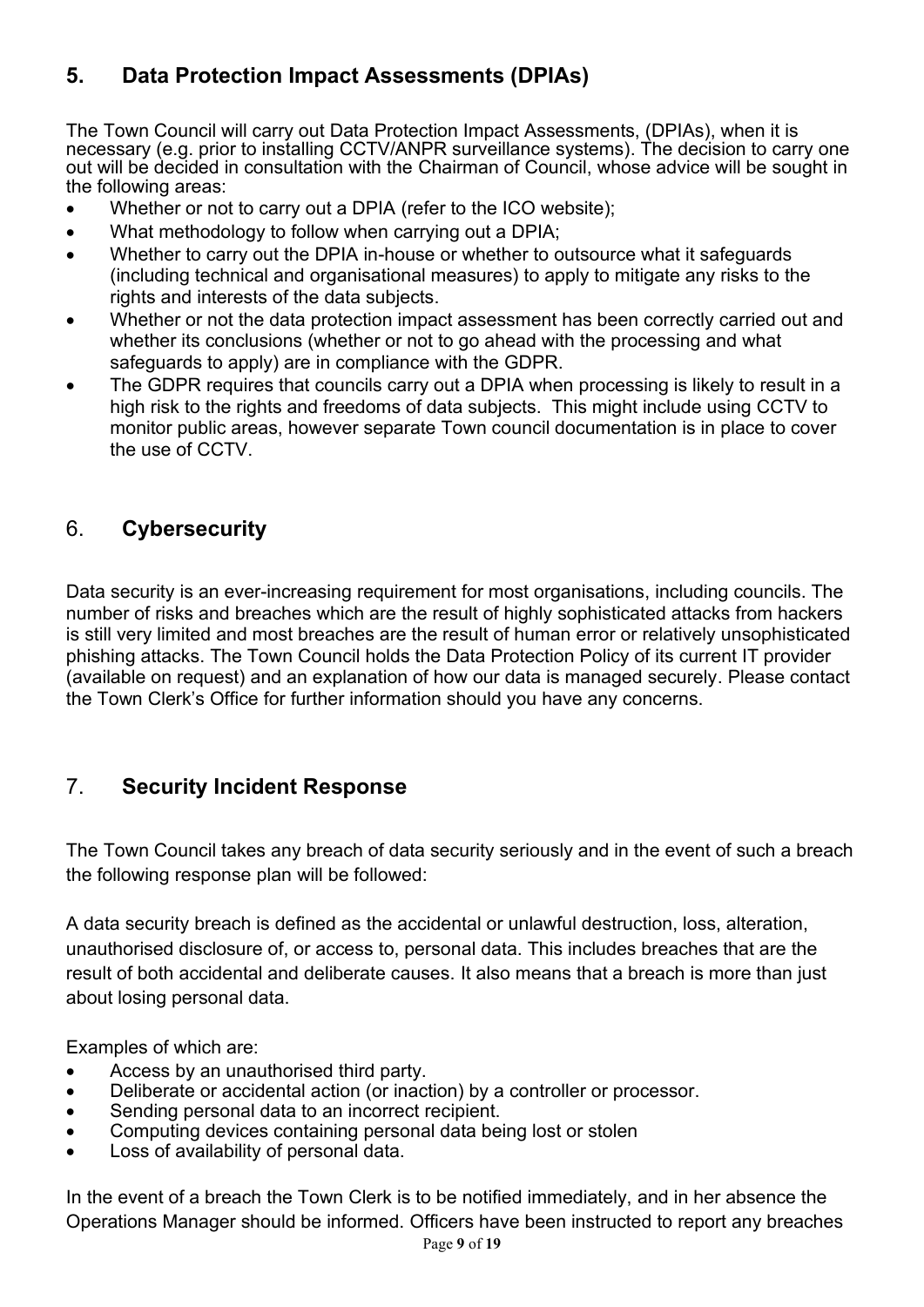## 5. Data Protection Impact Assessments (DPIAs)

The Town Council will carry out Data Protection Impact Assessments, (DPIAs), when it is necessary (e.g. prior to installing CCTV/ANPR surveillance systems). The decision to carry one out will be decided in consultation with the Chairman of Council, whose advice will be sought in the following areas:

- Whether or not to carry out a DPIA (refer to the ICO website);
- What methodology to follow when carrying out a DPIA;
- Whether to carry out the DPIA in-house or whether to outsource what it safeguards (including technical and organisational measures) to apply to mitigate any risks to the rights and interests of the data subjects.
- Whether or not the data protection impact assessment has been correctly carried out and whether its conclusions (whether or not to go ahead with the processing and what safeguards to apply) are in compliance with the GDPR.
- The GDPR requires that councils carry out a DPIA when processing is likely to result in a high risk to the rights and freedoms of data subjects. This might include using CCTV to monitor public areas, however separate Town council documentation is in place to cover the use of CCTV.

## 6. Cybersecurity

Data security is an ever-increasing requirement for most organisations, including councils. The number of risks and breaches which are the result of highly sophisticated attacks from hackers is still very limited and most breaches are the result of human error or relatively unsophisticated phishing attacks. The Town Council holds the Data Protection Policy of its current IT provider (available on request) and an explanation of how our data is managed securely. Please contact the Town Clerk's Office for further information should you have any concerns.

## 7. Security Incident Response

The Town Council takes any breach of data security seriously and in the event of such a breach the following response plan will be followed:

A data security breach is defined as the accidental or unlawful destruction, loss, alteration, unauthorised disclosure of, or access to, personal data. This includes breaches that are the result of both accidental and deliberate causes. It also means that a breach is more than just about losing personal data.

Examples of which are:

- Access by an unauthorised third party.
- Deliberate or accidental action (or inaction) by a controller or processor.
- Sending personal data to an incorrect recipient.
- Computing devices containing personal data being lost or stolen
- Loss of availability of personal data.

In the event of a breach the Town Clerk is to be notified immediately, and in her absence the Operations Manager should be informed. Officers have been instructed to report any breaches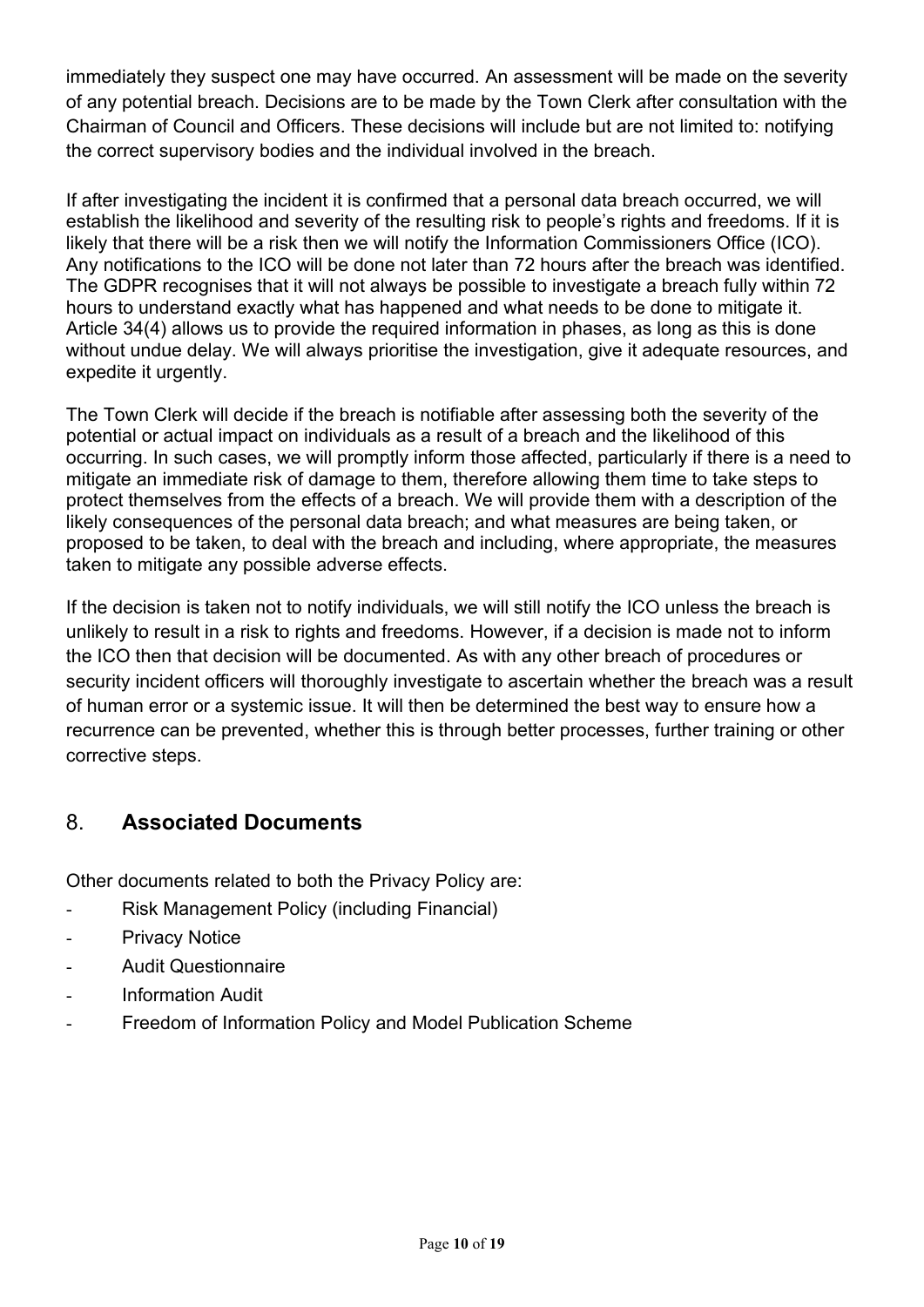immediately they suspect one may have occurred. An assessment will be made on the severity of any potential breach. Decisions are to be made by the Town Clerk after consultation with the Chairman of Council and Officers. These decisions will include but are not limited to: notifying the correct supervisory bodies and the individual involved in the breach.

If after investigating the incident it is confirmed that a personal data breach occurred, we will establish the likelihood and severity of the resulting risk to people's rights and freedoms. If it is likely that there will be a risk then we will notify the Information Commissioners Office (ICO). Any notifications to the ICO will be done not later than 72 hours after the breach was identified. The GDPR recognises that it will not always be possible to investigate a breach fully within 72 hours to understand exactly what has happened and what needs to be done to mitigate it. Article 34(4) allows us to provide the required information in phases, as long as this is done without undue delay. We will always prioritise the investigation, give it adequate resources, and expedite it urgently.

The Town Clerk will decide if the breach is notifiable after assessing both the severity of the potential or actual impact on individuals as a result of a breach and the likelihood of this occurring. In such cases, we will promptly inform those affected, particularly if there is a need to mitigate an immediate risk of damage to them, therefore allowing them time to take steps to protect themselves from the effects of a breach. We will provide them with a description of the likely consequences of the personal data breach; and what measures are being taken, or proposed to be taken, to deal with the breach and including, where appropriate, the measures taken to mitigate any possible adverse effects.

If the decision is taken not to notify individuals, we will still notify the ICO unless the breach is unlikely to result in a risk to rights and freedoms. However, if a decision is made not to inform the ICO then that decision will be documented. As with any other breach of procedures or security incident officers will thoroughly investigate to ascertain whether the breach was a result of human error or a systemic issue. It will then be determined the best way to ensure how a recurrence can be prevented, whether this is through better processes, further training or other corrective steps.

## 8. Associated Documents

Other documents related to both the Privacy Policy are:

- Risk Management Policy (including Financial)
- Privacy Notice
- Audit Questionnaire
- Information Audit
- Freedom of Information Policy and Model Publication Scheme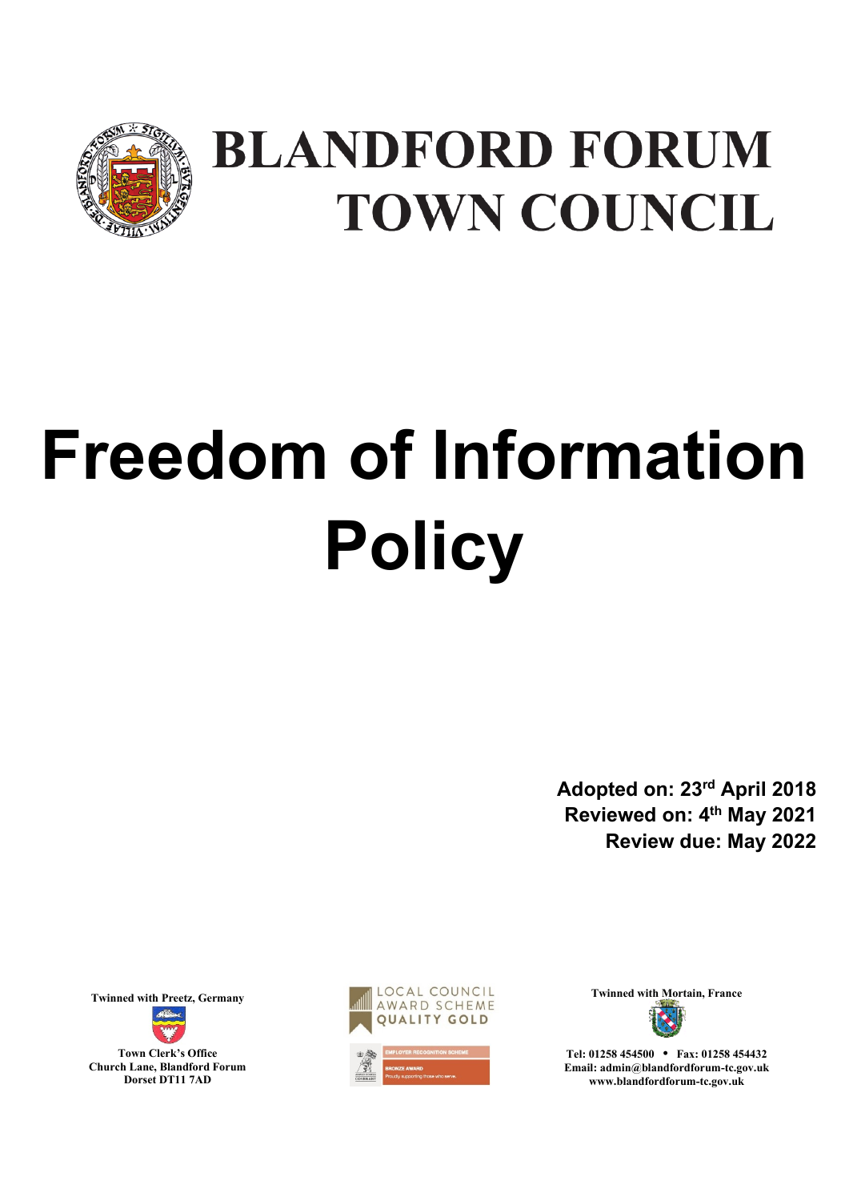# BLANDFORD FORUM TOWN COUNCIL

# Freedom of Information Policy

**Adopted on: 23rd April 2018**
**Reviewed on: 4th May 2021**
**Review due: May 2022**

Twinned with Preetz, Germany

Town Clerk's Office
Church Lane, Blandford Forum
Dorset DT11 7AD

LOCAL COUNCIL AWARD SCHEME QUALITY GOLD

EMPLOYER RECOGNITION SCHEME BRONZE AWARD Proudly supporting those who serve.

Twinned with Mortain, France

Tel: 01258 454500 • Fax: 01258 454432
Email: admin@blandfordforum-tc.gov.uk
www.blandfordforum-tc.gov.uk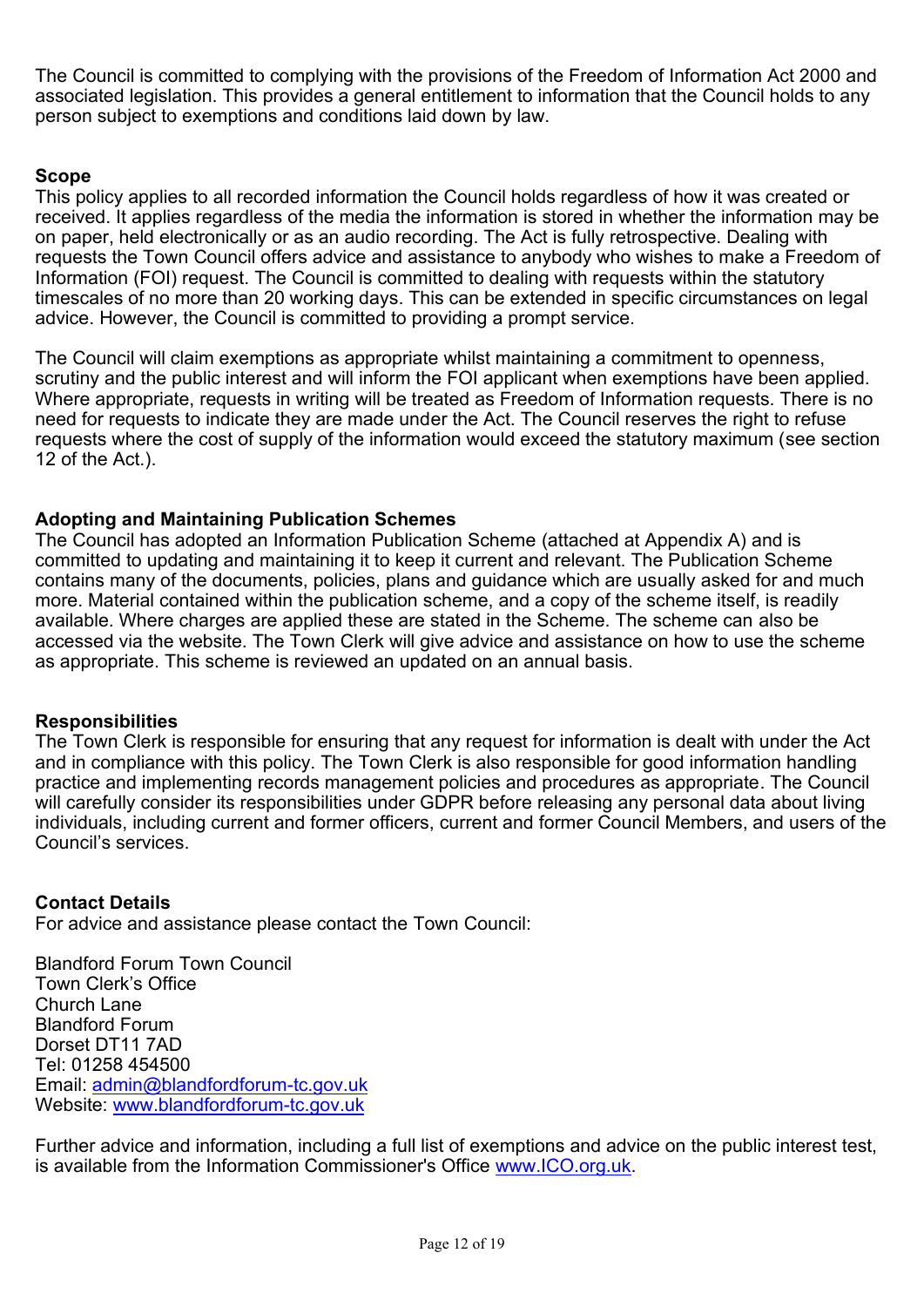The Council is committed to complying with the provisions of the Freedom of Information Act 2000 and associated legislation. This provides a general entitlement to information that the Council holds to any person subject to exemptions and conditions laid down by law.

**Scope**

This policy applies to all recorded information the Council holds regardless of how it was created or received. It applies regardless of the media the information is stored in whether the information may be on paper, held electronically or as an audio recording. The Act is fully retrospective. Dealing with requests the Town Council offers advice and assistance to anybody who wishes to make a Freedom of Information (FOI) request. The Council is committed to dealing with requests within the statutory timescales of no more than 20 working days. This can be extended in specific circumstances on legal advice. However, the Council is committed to providing a prompt service.

The Council will claim exemptions as appropriate whilst maintaining a commitment to openness, scrutiny and the public interest and will inform the FOI applicant when exemptions have been applied. Where appropriate, requests in writing will be treated as Freedom of Information requests. There is no need for requests to indicate they are made under the Act. The Council reserves the right to refuse requests where the cost of supply of the information would exceed the statutory maximum (see section 12 of the Act.).

**Adopting and Maintaining Publication Schemes**

The Council has adopted an Information Publication Scheme (attached at Appendix A) and is committed to updating and maintaining it to keep it current and relevant. The Publication Scheme contains many of the documents, policies, plans and guidance which are usually asked for and much more. Material contained within the publication scheme, and a copy of the scheme itself, is readily available. Where charges are applied these are stated in the Scheme. The scheme can also be accessed via the website. The Town Clerk will give advice and assistance on how to use the scheme as appropriate. This scheme is reviewed an updated on an annual basis.

**Responsibilities**

The Town Clerk is responsible for ensuring that any request for information is dealt with under the Act and in compliance with this policy. The Town Clerk is also responsible for good information handling practice and implementing records management policies and procedures as appropriate. The Council will carefully consider its responsibilities under GDPR before releasing any personal data about living individuals, including current and former officers, current and former Council Members, and users of the Council's services.

**Contact Details**

For advice and assistance please contact the Town Council:

Blandford Forum Town Council
Town Clerk's Office
Church Lane
Blandford Forum
Dorset DT11 7AD
Tel: 01258 454500
Email: admin@blandfordforum-tc.gov.uk
Website: www.blandfordforum-tc.gov.uk

Further advice and information, including a full list of exemptions and advice on the public interest test, is available from the Information Commissioner's Office www.ICO.org.uk.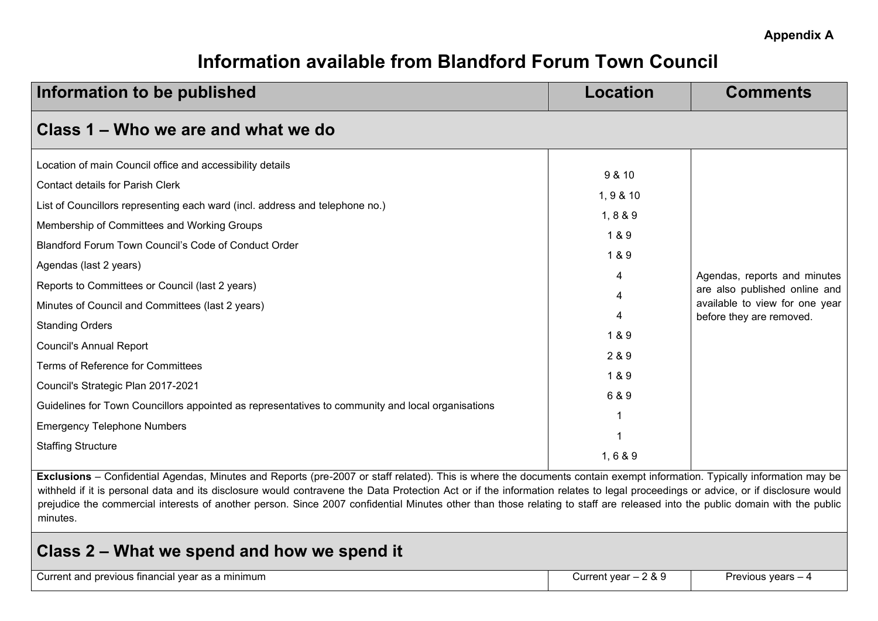**Appendix A**

# Information available from Blandford Forum Town Council

| Information to be published | Location | Comments |
|---|---|---|
| **Class 1 – Who we are and what we do** | | |
| Location of main Council office and accessibility details | 9 & 10 | |
| Contact details for Parish Clerk | 1, 9 & 10 | |
| List of Councillors representing each ward (incl. address and telephone no.) | 1, 8 & 9 | |
| Membership of Committees and Working Groups | 1 & 9 | |
| Blandford Forum Town Council's Code of Conduct Order | 1 & 9 | |
| Agendas (last 2 years) | 4 | Agendas, reports and minutes are also published online and available to view for one year before they are removed. |
| Reports to Committees or Council (last 2 years) | 4 | |
| Minutes of Council and Committees (last 2 years) | 4 | |
| Standing Orders | 1 & 9 | |
| Council's Annual Report | 2 & 9 | |
| Terms of Reference for Committees | 1 & 9 | |
| Council's Strategic Plan 2017-2021 | 6 & 9 | |
| Guidelines for Town Councillors appointed as representatives to community and local organisations | 1 | |
| Emergency Telephone Numbers | 1 | |
| Staffing Structure | 1, 6 & 9 | |
| **Exclusions** – Confidential Agendas, Minutes and Reports (pre-2007 or staff related). This is where the documents contain exempt information. Typically information may be withheld if it is personal data and its disclosure would contravene the Data Protection Act or if the information relates to legal proceedings or advice, or if disclosure would prejudice the commercial interests of another person. Since 2007 confidential Minutes other than those relating to staff are released into the public domain with the public minutes. | | |
| **Class 2 – What we spend and how we spend it** | | |
| Current and previous financial year as a minimum | Current year – 2 & 9 | Previous years – 4 |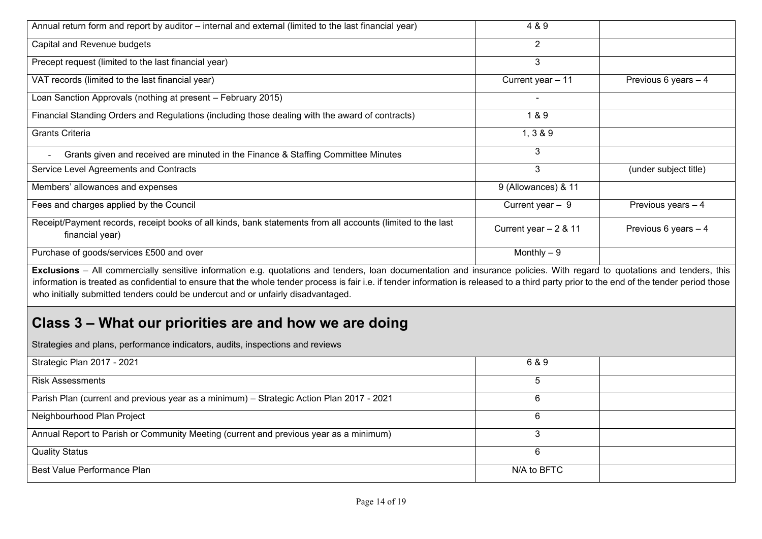| | | |
|---|---|---|
| Annual return form and report by auditor – internal and external (limited to the last financial year) | 4 & 9 | |
| Capital and Revenue budgets | 2 | |
| Precept request (limited to the last financial year) | 3 | |
| VAT records (limited to the last financial year) | Current year – 11 | Previous 6 years – 4 |
| Loan Sanction Approvals (nothing at present – February 2015) | - | |
| Financial Standing Orders and Regulations (including those dealing with the award of contracts) | 1 & 9 | |
| Grants Criteria | 1, 3 & 9 | |
| - Grants given and received are minuted in the Finance & Staffing Committee Minutes | 3 | |
| Service Level Agreements and Contracts | 3 | (under subject title) |
| Members' allowances and expenses | 9 (Allowances) & 11 | |
| Fees and charges applied by the Council | Current year – 9 | Previous years – 4 |
| Receipt/Payment records, receipt books of all kinds, bank statements from all accounts (limited to the last financial year) | Current year – 2 & 11 | Previous 6 years – 4 |
| Purchase of goods/services £500 and over | Monthly – 9 | |

**Exclusions** – All commercially sensitive information e.g. quotations and tenders, loan documentation and insurance policies. With regard to quotations and tenders, this information is treated as confidential to ensure that the whole tender process is fair i.e. if tender information is released to a third party prior to the end of the tender period those who initially submitted tenders could be undercut and or unfairly disadvantaged.

## Class 3 – What our priorities are and how we are doing

Strategies and plans, performance indicators, audits, inspections and reviews

| | | |
|---|---|---|
| Strategic Plan 2017 - 2021 | 6 & 9 | |
| Risk Assessments | 5 | |
| Parish Plan (current and previous year as a minimum) – Strategic Action Plan 2017 - 2021 | 6 | |
| Neighbourhood Plan Project | 6 | |
| Annual Report to Parish or Community Meeting (current and previous year as a minimum) | 3 | |
| Quality Status | 6 | |
| Best Value Performance Plan | N/A to BFTC | |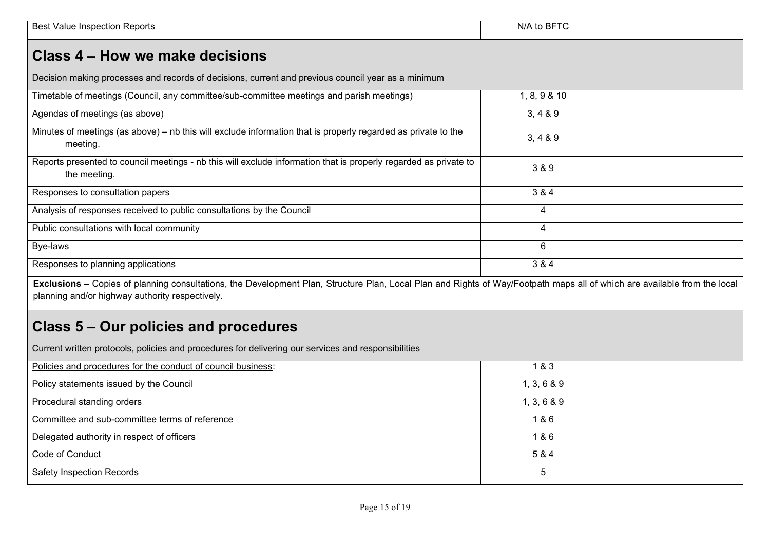| Best Value Inspection Reports | N/A to BFTC | |
|---|---|---|

## Class 4 – How we make decisions

Decision making processes and records of decisions, current and previous council year as a minimum

| | | |
|---|---|---|
| Timetable of meetings (Council, any committee/sub-committee meetings and parish meetings) | 1, 8, 9 & 10 | |
| Agendas of meetings (as above) | 3, 4 & 9 | |
| Minutes of meetings (as above) – nb this will exclude information that is properly regarded as private to the meeting. | 3, 4 & 9 | |
| Reports presented to council meetings - nb this will exclude information that is properly regarded as private to the meeting. | 3 & 9 | |
| Responses to consultation papers | 3 & 4 | |
| Analysis of responses received to public consultations by the Council | 4 | |
| Public consultations with local community | 4 | |
| Bye-laws | 6 | |
| Responses to planning applications | 3 & 4 | |

**Exclusions** – Copies of planning consultations, the Development Plan, Structure Plan, Local Plan and Rights of Way/Footpath maps all of which are available from the local planning and/or highway authority respectively.

## Class 5 – Our policies and procedures

Current written protocols, policies and procedures for delivering our services and responsibilities

| | | |
|---|---|---|
| Policies and procedures for the conduct of council business: | 1 & 3 | |
| Policy statements issued by the Council | 1, 3, 6 & 9 | |
| Procedural standing orders | 1, 3, 6 & 9 | |
| Committee and sub-committee terms of reference | 1 & 6 | |
| Delegated authority in respect of officers | 1 & 6 | |
| Code of Conduct | 5 & 4 | |
| Safety Inspection Records | 5 | |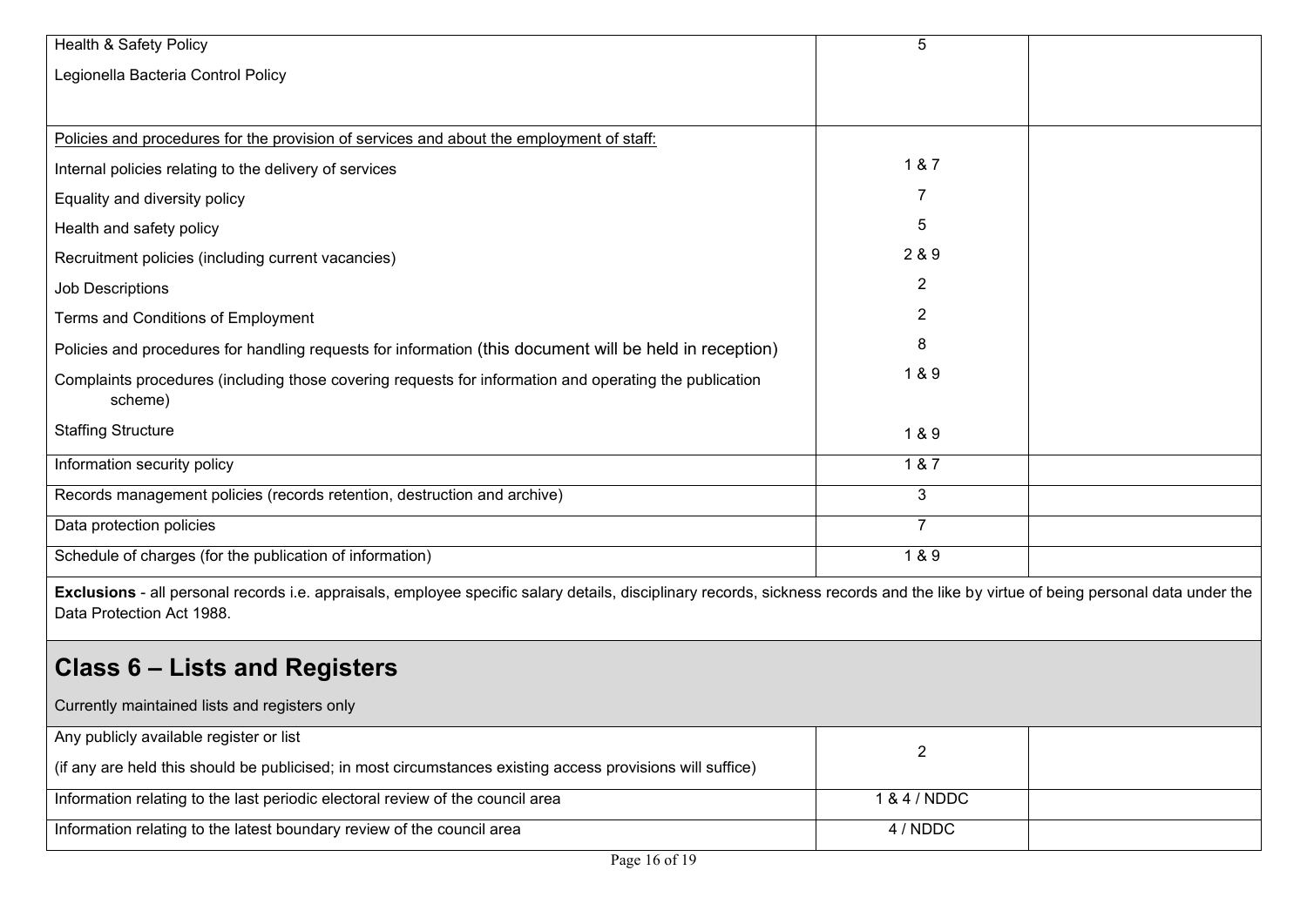| | | |
|---|---|---|
| Health & Safety Policy<br>Legionella Bacteria Control Policy | 5 | |
| <u>Policies and procedures for the provision of services and about the employment of staff:</u><br>Internal policies relating to the delivery of services<br>Equality and diversity policy<br>Health and safety policy<br>Recruitment policies (including current vacancies)<br>Job Descriptions<br>Terms and Conditions of Employment<br>Policies and procedures for handling requests for information (this document will be held in reception)<br>Complaints procedures (including those covering requests for information and operating the publication scheme)<br>Staffing Structure | <br>1 & 7<br>7<br>5<br>2 & 9<br>2<br>2<br>8<br>1 & 9<br>1 & 9 | |
| Information security policy | 1 & 7 | |
| Records management policies (records retention, destruction and archive) | 3 | |
| Data protection policies | 7 | |
| Schedule of charges (for the publication of information) | 1 & 9 | |

**Exclusions** - all personal records i.e. appraisals, employee specific salary details, disciplinary records, sickness records and the like by virtue of being personal data under the Data Protection Act 1988.

## Class 6 – Lists and Registers

Currently maintained lists and registers only

| | | |
|---|---|---|
| Any publicly available register or list<br>(if any are held this should be publicised; in most circumstances existing access provisions will suffice) | 2 | |
| Information relating to the last periodic electoral review of the council area | 1 & 4 / NDDC | |
| Information relating to the latest boundary review of the council area | 4 / NDDC | |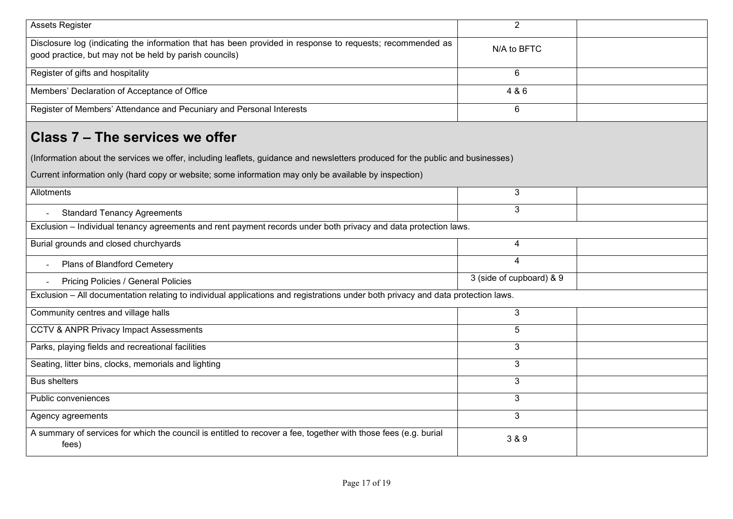| | | |
|---|---|---|
| Assets Register | 2 | |
| Disclosure log (indicating the information that has been provided in response to requests; recommended as good practice, but may not be held by parish councils) | N/A to BFTC | |
| Register of gifts and hospitality | 6 | |
| Members' Declaration of Acceptance of Office | 4 & 6 | |
| Register of Members' Attendance and Pecuniary and Personal Interests | 6 | |

## Class 7 – The services we offer

(Information about the services we offer, including leaflets, guidance and newsletters produced for the public and businesses)

Current information only (hard copy or website; some information may only be available by inspection)

| | | |
|---|---|---|
| Allotments | 3 | |
| - Standard Tenancy Agreements | 3 | |
| Exclusion – Individual tenancy agreements and rent payment records under both privacy and data protection laws. | | |
| Burial grounds and closed churchyards | 4 | |
| - Plans of Blandford Cemetery | 4 | |
| - Pricing Policies / General Policies | 3 (side of cupboard) & 9 | |
| Exclusion – All documentation relating to individual applications and registrations under both privacy and data protection laws. | | |
| Community centres and village halls | 3 | |
| CCTV & ANPR Privacy Impact Assessments | 5 | |
| Parks, playing fields and recreational facilities | 3 | |
| Seating, litter bins, clocks, memorials and lighting | 3 | |
| Bus shelters | 3 | |
| Public conveniences | 3 | |
| Agency agreements | 3 | |
| A summary of services for which the council is entitled to recover a fee, together with those fees (e.g. burial fees) | 3 & 9 | |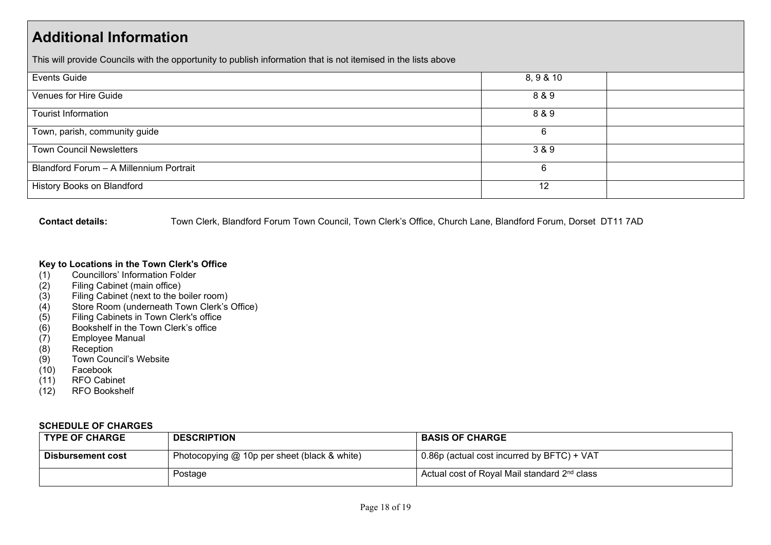| Additional Information<br>This will provide Councils with the opportunity to publish information that is not itemised in the lists above | | |
|---|---|---|
| Events Guide | 8, 9 & 10 | |
| Venues for Hire Guide | 8 & 9 | |
| Tourist Information | 8 & 9 | |
| Town, parish, community guide | 6 | |
| Town Council Newsletters | 3 & 9 | |
| Blandford Forum – A Millennium Portrait | 6 | |
| History Books on Blandford | 12 | |

**Contact details:** Town Clerk, Blandford Forum Town Council, Town Clerk's Office, Church Lane, Blandford Forum, Dorset DT11 7AD

**Key to Locations in the Town Clerk's Office**

(1) Councillors' Information Folder
(2) Filing Cabinet (main office)
(3) Filing Cabinet (next to the boiler room)
(4) Store Room (underneath Town Clerk's Office)
(5) Filing Cabinets in Town Clerk's office
(6) Bookshelf in the Town Clerk's office
(7) Employee Manual
(8) Reception
(9) Town Council's Website
(10) Facebook
(11) RFO Cabinet
(12) RFO Bookshelf

**SCHEDULE OF CHARGES**

| TYPE OF CHARGE | DESCRIPTION | BASIS OF CHARGE |
|---|---|---|
| **Disbursement cost** | Photocopying @ 10p per sheet (black & white) | 0.86p (actual cost incurred by BFTC) + VAT |
| | Postage | Actual cost of Royal Mail standard 2nd class |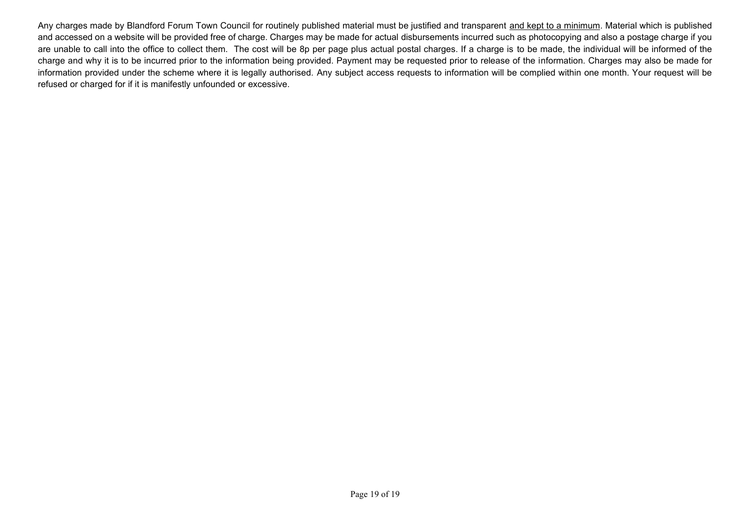Any charges made by Blandford Forum Town Council for routinely published material must be justified and transparent <u>and kept to a minimum</u>. Material which is published and accessed on a website will be provided free of charge. Charges may be made for actual disbursements incurred such as photocopying and also a postage charge if you are unable to call into the office to collect them. The cost will be 8p per page plus actual postal charges. If a charge is to be made, the individual will be informed of the charge and why it is to be incurred prior to the information being provided. Payment may be requested prior to release of the information. Charges may also be made for information provided under the scheme where it is legally authorised. Any subject access requests to information will be complied within one month. Your request will be refused or charged for if it is manifestly unfounded or excessive.